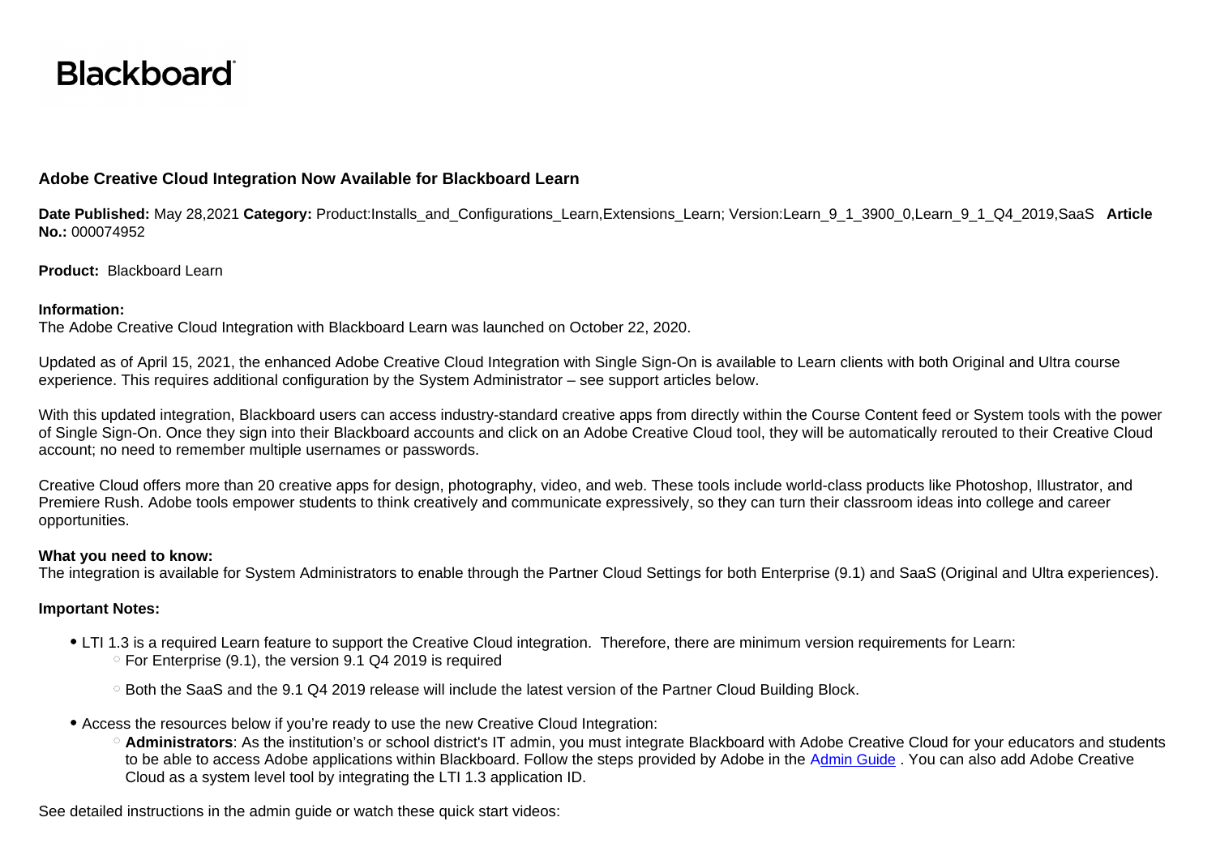Blackboard

## Adobe Creative Cloud Integration Now Available for Blackboard Learn

**Date Published:** May 28,2021 **Category:** Product:Installs_and_Configurations_Learn,Extensions_Learn; Version:Learn_9_1_3900_0,Learn_9_1_Q4_2019,SaaS **Article No.:** 000074952

**Product:** Blackboard Learn

**Information:**
The Adobe Creative Cloud Integration with Blackboard Learn was launched on October 22, 2020.

Updated as of April 15, 2021, the enhanced Adobe Creative Cloud Integration with Single Sign-On is available to Learn clients with both Original and Ultra course experience. This requires additional configuration by the System Administrator – see support articles below.

With this updated integration, Blackboard users can access industry-standard creative apps from directly within the Course Content feed or System tools with the power of Single Sign-On. Once they sign into their Blackboard accounts and click on an Adobe Creative Cloud tool, they will be automatically rerouted to their Creative Cloud account; no need to remember multiple usernames or passwords.

Creative Cloud offers more than 20 creative apps for design, photography, video, and web. These tools include world-class products like Photoshop, Illustrator, and Premiere Rush. Adobe tools empower students to think creatively and communicate expressively, so they can turn their classroom ideas into college and career opportunities.

**What you need to know:**
The integration is available for System Administrators to enable through the Partner Cloud Settings for both Enterprise (9.1) and SaaS (Original and Ultra experiences).

**Important Notes:**

- LTI 1.3 is a required Learn feature to support the Creative Cloud integration. Therefore, there are minimum version requirements for Learn:
  - For Enterprise (9.1), the version 9.1 Q4 2019 is required
  - Both the SaaS and the 9.1 Q4 2019 release will include the latest version of the Partner Cloud Building Block.
- Access the resources below if you're ready to use the new Creative Cloud Integration:
  - **Administrators**: As the institution's or school district's IT admin, you must integrate Blackboard with Adobe Creative Cloud for your educators and students to be able to access Adobe applications within Blackboard. Follow the steps provided by Adobe in the Admin Guide . You can also add Adobe Creative Cloud as a system level tool by integrating the LTI 1.3 application ID.

See detailed instructions in the admin guide or watch these quick start videos: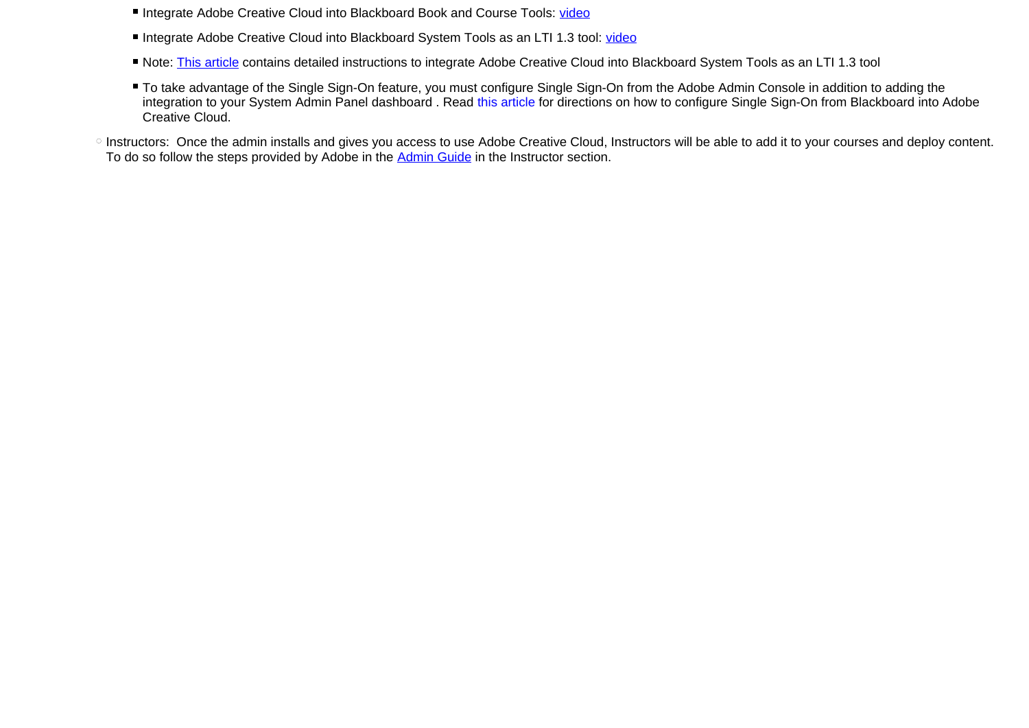- Integrate Adobe Creative Cloud into Blackboard Book and Course Tools: video
    - Integrate Adobe Creative Cloud into Blackboard System Tools as an LTI 1.3 tool: video
    - Note: This article contains detailed instructions to integrate Adobe Creative Cloud into Blackboard System Tools as an LTI 1.3 tool
    - To take advantage of the Single Sign-On feature, you must configure Single Sign-On from the Adobe Admin Console in addition to adding the integration to your System Admin Panel dashboard . Read this article for directions on how to configure Single Sign-On from Blackboard into Adobe Creative Cloud.
  - Instructors:  Once the admin installs and gives you access to use Adobe Creative Cloud, Instructors will be able to add it to your courses and deploy content. To do so follow the steps provided by Adobe in the Admin Guide in the Instructor section.